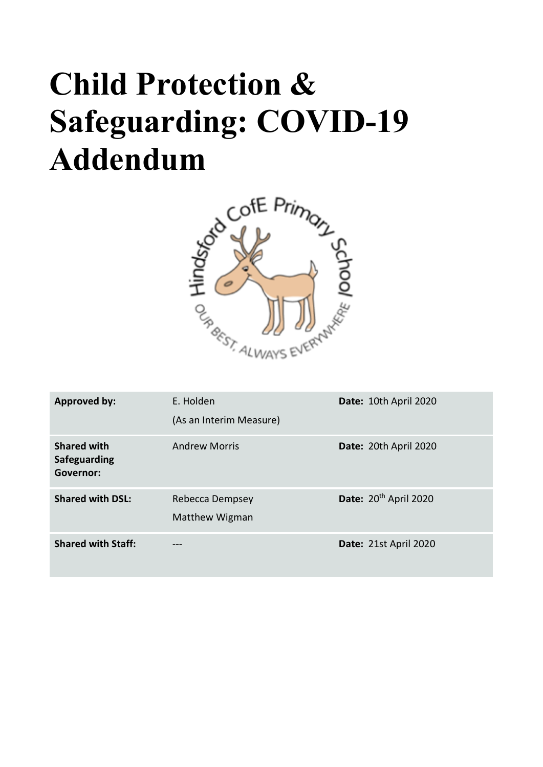# Child Protection & Safeguarding: COVID-19 Addendum

Hindsford CofE Primary School

OUR BEST, ALWAYS EVERYWHERE

| | | |
|---|---|---|
| **Approved by:** | E. Holden<br>(As an Interim Measure) | **Date:** 10th April 2020 |
| **Shared with Safeguarding Governor:** | Andrew Morris | **Date:** 20th April 2020 |
| **Shared with DSL:** | Rebecca Dempsey<br>Matthew Wigman | **Date:** 20th April 2020 |
| **Shared with Staff:** | --- | **Date:** 21st April 2020 |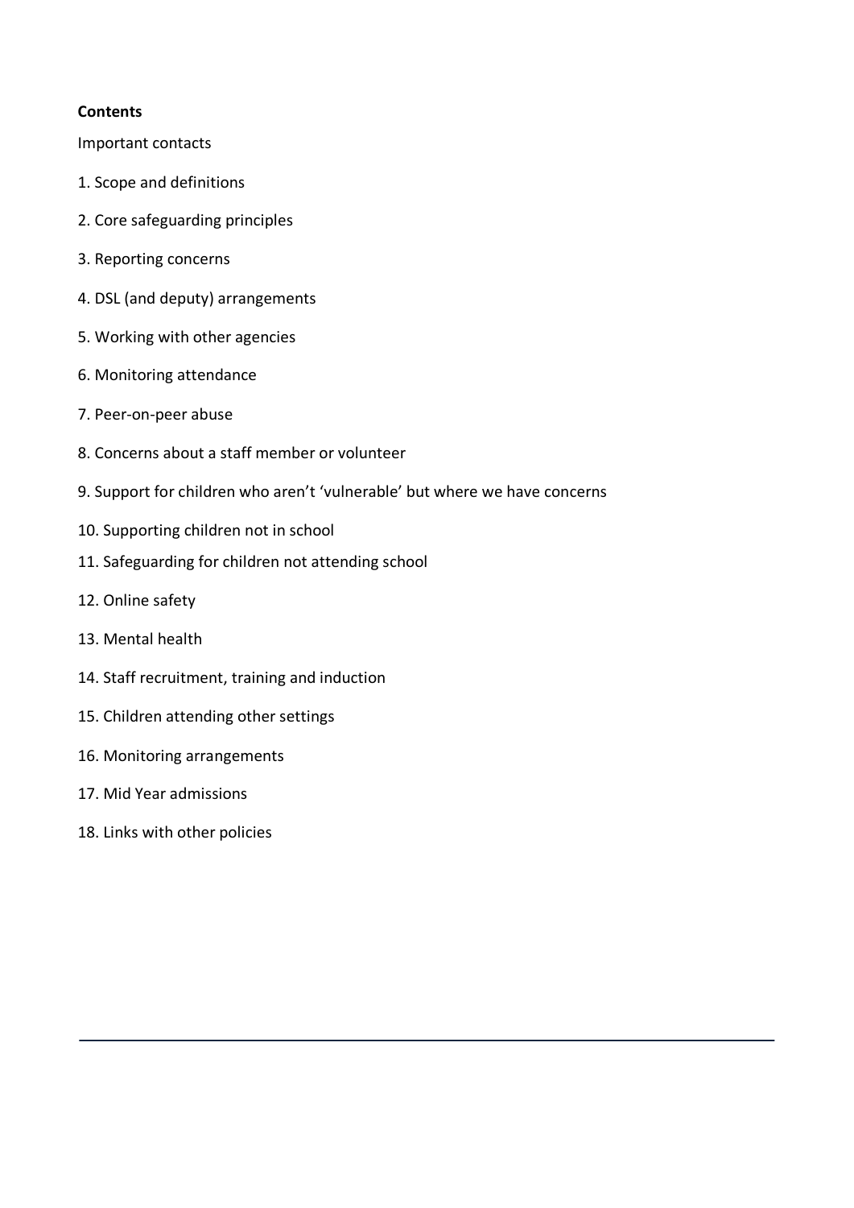**Contents**

Important contacts

1. Scope and definitions
2. Core safeguarding principles
3. Reporting concerns
4. DSL (and deputy) arrangements
5. Working with other agencies
6. Monitoring attendance
7. Peer-on-peer abuse
8. Concerns about a staff member or volunteer
9. Support for children who aren't 'vulnerable' but where we have concerns
10. Supporting children not in school
11. Safeguarding for children not attending school
12. Online safety
13. Mental health
14. Staff recruitment, training and induction
15. Children attending other settings
16. Monitoring arrangements
17. Mid Year admissions
18. Links with other policies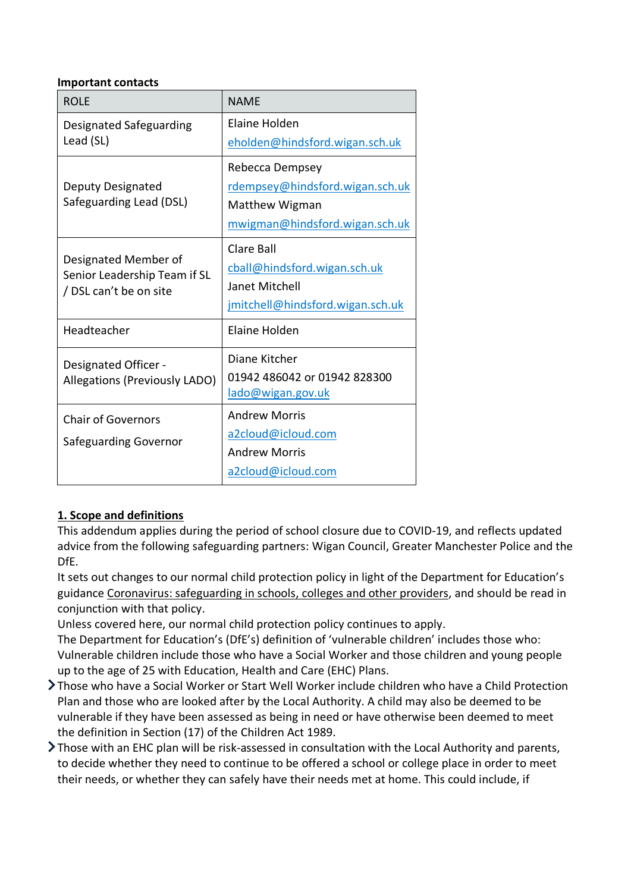**Important contacts**

| ROLE | NAME |
|---|---|
| Designated Safeguarding Lead (SL) | Elaine Holden<br>eholden@hindsford.wigan.sch.uk |
| Deputy Designated Safeguarding Lead (DSL) | Rebecca Dempsey<br>rdempsey@hindsford.wigan.sch.uk<br>Matthew Wigman<br>mwigman@hindsford.wigan.sch.uk |
| Designated Member of Senior Leadership Team if SL / DSL can't be on site | Clare Ball<br>cball@hindsford.wigan.sch.uk<br>Janet Mitchell<br>jmitchell@hindsford.wigan.sch.uk |
| Headteacher | Elaine Holden |
| Designated Officer - Allegations (Previously LADO) | Diane Kitcher<br>01942 486042 or 01942 828300<br>lado@wigan.gov.uk |
| Chair of Governors<br><br>Safeguarding Governor | Andrew Morris<br>a2cloud@icloud.com<br>Andrew Morris<br>a2cloud@icloud.com |

## 1. Scope and definitions

This addendum applies during the period of school closure due to COVID-19, and reflects updated advice from the following safeguarding partners: Wigan Council, Greater Manchester Police and the DfE.

It sets out changes to our normal child protection policy in light of the Department for Education's guidance Coronavirus: safeguarding in schools, colleges and other providers, and should be read in conjunction with that policy.

Unless covered here, our normal child protection policy continues to apply.

The Department for Education's (DfE's) definition of 'vulnerable children' includes those who: Vulnerable children include those who have a Social Worker and those children and young people up to the age of 25 with Education, Health and Care (EHC) Plans.

- Those who have a Social Worker or Start Well Worker include children who have a Child Protection Plan and those who are looked after by the Local Authority. A child may also be deemed to be vulnerable if they have been assessed as being in need or have otherwise been deemed to meet the definition in Section (17) of the Children Act 1989.
- Those with an EHC plan will be risk-assessed in consultation with the Local Authority and parents, to decide whether they need to continue to be offered a school or college place in order to meet their needs, or whether they can safely have their needs met at home. This could include, if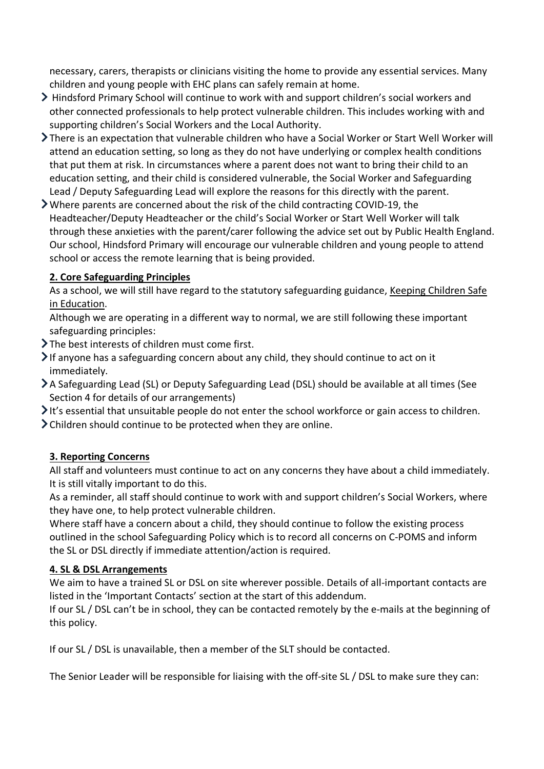necessary, carers, therapists or clinicians visiting the home to provide any essential services. Many children and young people with EHC plans can safely remain at home.

- Hindsford Primary School will continue to work with and support children's social workers and other connected professionals to help protect vulnerable children. This includes working with and supporting children's Social Workers and the Local Authority.
- There is an expectation that vulnerable children who have a Social Worker or Start Well Worker will attend an education setting, so long as they do not have underlying or complex health conditions that put them at risk. In circumstances where a parent does not want to bring their child to an education setting, and their child is considered vulnerable, the Social Worker and Safeguarding Lead / Deputy Safeguarding Lead will explore the reasons for this directly with the parent.
- Where parents are concerned about the risk of the child contracting COVID-19, the Headteacher/Deputy Headteacher or the child's Social Worker or Start Well Worker will talk through these anxieties with the parent/carer following the advice set out by Public Health England. Our school, Hindsford Primary will encourage our vulnerable children and young people to attend school or access the remote learning that is being provided.

## 2. Core Safeguarding Principles

As a school, we will still have regard to the statutory safeguarding guidance, Keeping Children Safe in Education.

Although we are operating in a different way to normal, we are still following these important safeguarding principles:

- The best interests of children must come first.
- If anyone has a safeguarding concern about any child, they should continue to act on it immediately.
- A Safeguarding Lead (SL) or Deputy Safeguarding Lead (DSL) should be available at all times (See Section 4 for details of our arrangements)
- It's essential that unsuitable people do not enter the school workforce or gain access to children.
- Children should continue to be protected when they are online.

## 3. Reporting Concerns

All staff and volunteers must continue to act on any concerns they have about a child immediately. It is still vitally important to do this.

As a reminder, all staff should continue to work with and support children's Social Workers, where they have one, to help protect vulnerable children.

Where staff have a concern about a child, they should continue to follow the existing process outlined in the school Safeguarding Policy which is to record all concerns on C-POMS and inform the SL or DSL directly if immediate attention/action is required.

## 4. SL & DSL Arrangements

We aim to have a trained SL or DSL on site wherever possible. Details of all-important contacts are listed in the 'Important Contacts' section at the start of this addendum.

If our SL / DSL can't be in school, they can be contacted remotely by the e-mails at the beginning of this policy.

If our SL / DSL is unavailable, then a member of the SLT should be contacted.

The Senior Leader will be responsible for liaising with the off-site SL / DSL to make sure they can: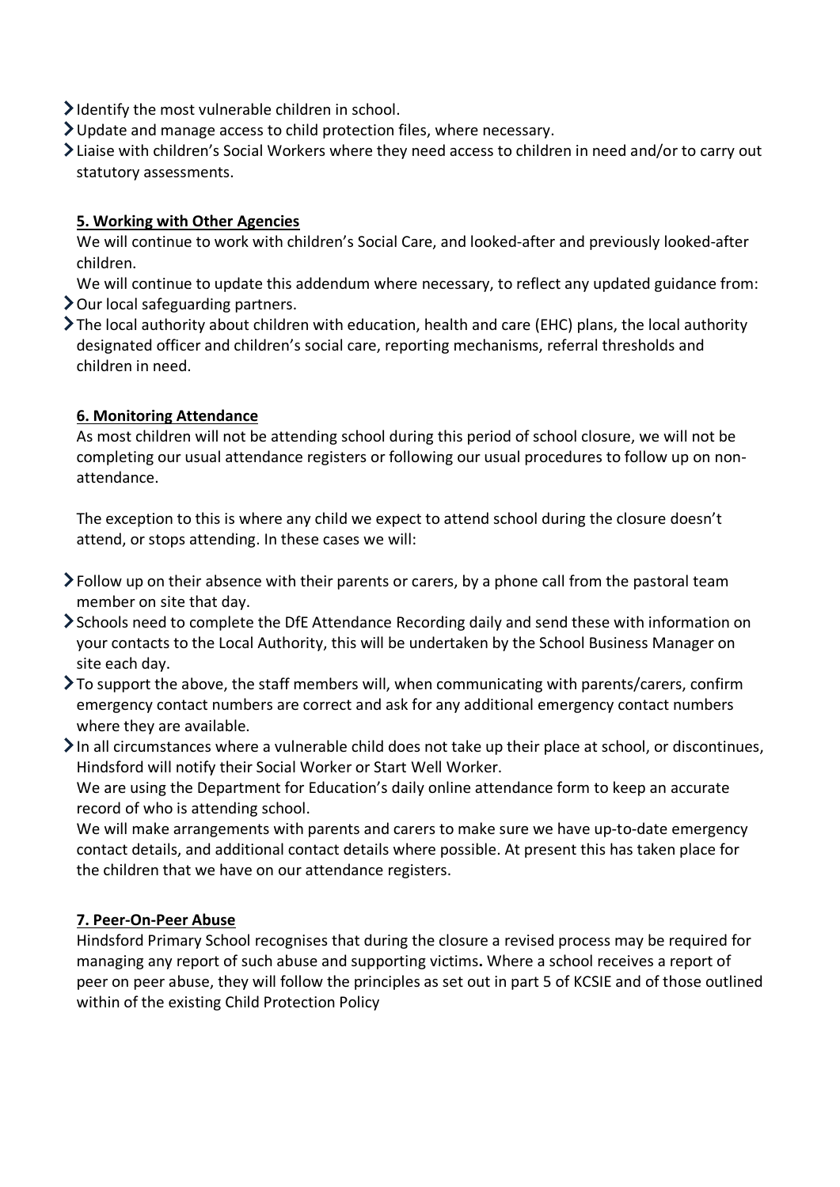- Identify the most vulnerable children in school.
- Update and manage access to child protection files, where necessary.
- Liaise with children's Social Workers where they need access to children in need and/or to carry out statutory assessments.

**5. Working with Other Agencies**

We will continue to work with children's Social Care, and looked-after and previously looked-after children.

We will continue to update this addendum where necessary, to reflect any updated guidance from:

- Our local safeguarding partners.
- The local authority about children with education, health and care (EHC) plans, the local authority designated officer and children's social care, reporting mechanisms, referral thresholds and children in need.

**6. Monitoring Attendance**

As most children will not be attending school during this period of school closure, we will not be completing our usual attendance registers or following our usual procedures to follow up on non-attendance.

The exception to this is where any child we expect to attend school during the closure doesn't attend, or stops attending. In these cases we will:

- Follow up on their absence with their parents or carers, by a phone call from the pastoral team member on site that day.
- Schools need to complete the DfE Attendance Recording daily and send these with information on your contacts to the Local Authority, this will be undertaken by the School Business Manager on site each day.
- To support the above, the staff members will, when communicating with parents/carers, confirm emergency contact numbers are correct and ask for any additional emergency contact numbers where they are available.
- In all circumstances where a vulnerable child does not take up their place at school, or discontinues, Hindsford will notify their Social Worker or Start Well Worker.

  We are using the Department for Education's daily online attendance form to keep an accurate record of who is attending school.

  We will make arrangements with parents and carers to make sure we have up-to-date emergency contact details, and additional contact details where possible. At present this has taken place for the children that we have on our attendance registers.

**7. Peer-On-Peer Abuse**

Hindsford Primary School recognises that during the closure a revised process may be required for managing any report of such abuse and supporting victims**.** Where a school receives a report of peer on peer abuse, they will follow the principles as set out in part 5 of KCSIE and of those outlined within of the existing Child Protection Policy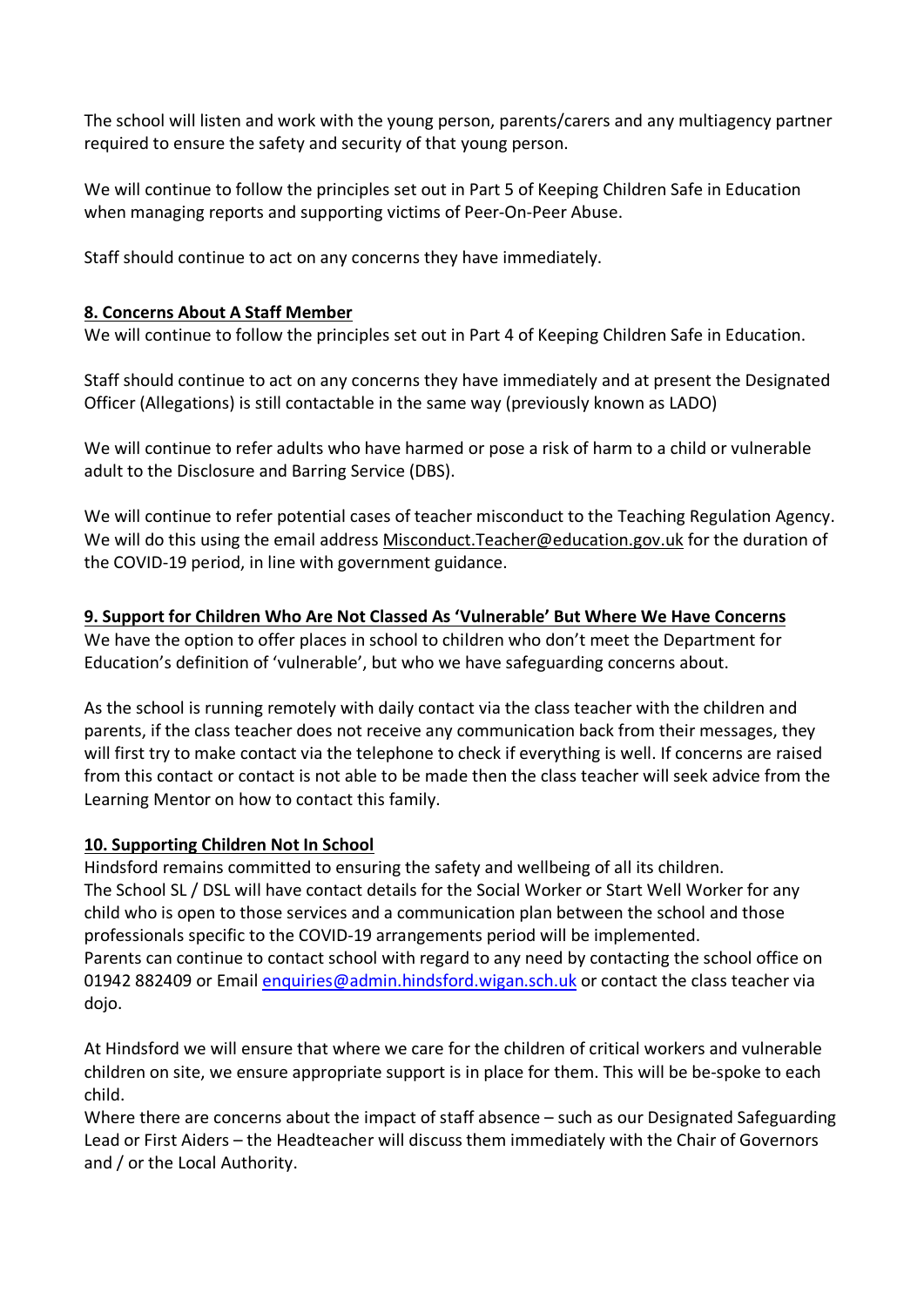The school will listen and work with the young person, parents/carers and any multiagency partner required to ensure the safety and security of that young person.

We will continue to follow the principles set out in Part 5 of Keeping Children Safe in Education when managing reports and supporting victims of Peer-On-Peer Abuse.

Staff should continue to act on any concerns they have immediately.

## 8. Concerns About A Staff Member

We will continue to follow the principles set out in Part 4 of Keeping Children Safe in Education.

Staff should continue to act on any concerns they have immediately and at present the Designated Officer (Allegations) is still contactable in the same way (previously known as LADO)

We will continue to refer adults who have harmed or pose a risk of harm to a child or vulnerable adult to the Disclosure and Barring Service (DBS).

We will continue to refer potential cases of teacher misconduct to the Teaching Regulation Agency. We will do this using the email address Misconduct.Teacher@education.gov.uk for the duration of the COVID-19 period, in line with government guidance.

## 9. Support for Children Who Are Not Classed As 'Vulnerable' But Where We Have Concerns

We have the option to offer places in school to children who don't meet the Department for Education's definition of 'vulnerable', but who we have safeguarding concerns about.

As the school is running remotely with daily contact via the class teacher with the children and parents, if the class teacher does not receive any communication back from their messages, they will first try to make contact via the telephone to check if everything is well. If concerns are raised from this contact or contact is not able to be made then the class teacher will seek advice from the Learning Mentor on how to contact this family.

## 10. Supporting Children Not In School

Hindsford remains committed to ensuring the safety and wellbeing of all its children.
The School SL / DSL will have contact details for the Social Worker or Start Well Worker for any child who is open to those services and a communication plan between the school and those professionals specific to the COVID-19 arrangements period will be implemented.
Parents can continue to contact school with regard to any need by contacting the school office on 01942 882409 or Email enquiries@admin.hindsford.wigan.sch.uk or contact the class teacher via dojo.

At Hindsford we will ensure that where we care for the children of critical workers and vulnerable children on site, we ensure appropriate support is in place for them. This will be be-spoke to each child.
Where there are concerns about the impact of staff absence – such as our Designated Safeguarding Lead or First Aiders – the Headteacher will discuss them immediately with the Chair of Governors and / or the Local Authority.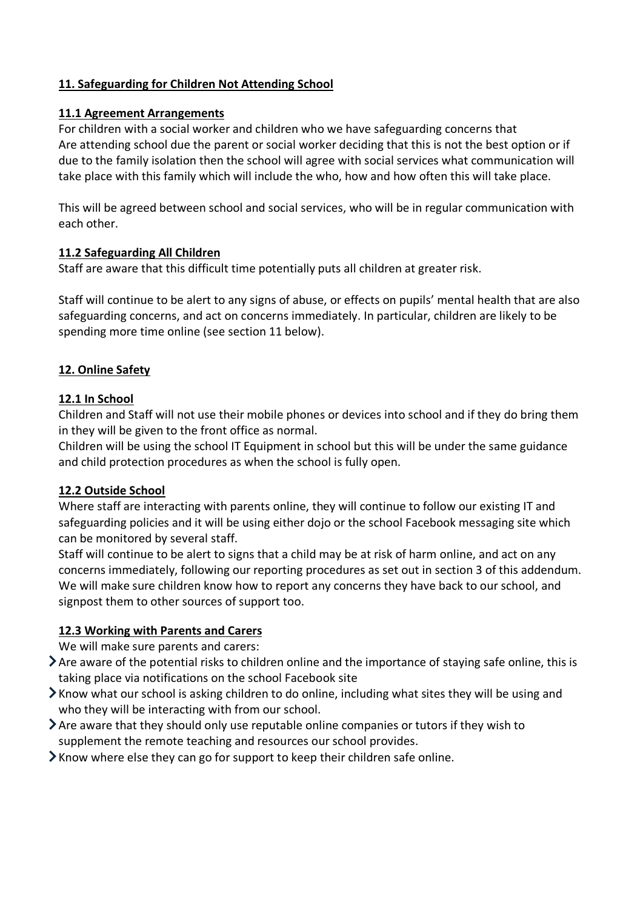## 11. Safeguarding for Children Not Attending School

### 11.1 Agreement Arrangements

For children with a social worker and children who we have safeguarding concerns that Are attending school due the parent or social worker deciding that this is not the best option or if due to the family isolation then the school will agree with social services what communication will take place with this family which will include the who, how and how often this will take place.

This will be agreed between school and social services, who will be in regular communication with each other.

### 11.2 Safeguarding All Children

Staff are aware that this difficult time potentially puts all children at greater risk.

Staff will continue to be alert to any signs of abuse, or effects on pupils' mental health that are also safeguarding concerns, and act on concerns immediately. In particular, children are likely to be spending more time online (see section 11 below).

## 12. Online Safety

### 12.1 In School

Children and Staff will not use their mobile phones or devices into school and if they do bring them in they will be given to the front office as normal.

Children will be using the school IT Equipment in school but this will be under the same guidance and child protection procedures as when the school is fully open.

### 12.2 Outside School

Where staff are interacting with parents online, they will continue to follow our existing IT and safeguarding policies and it will be using either dojo or the school Facebook messaging site which can be monitored by several staff.

Staff will continue to be alert to signs that a child may be at risk of harm online, and act on any concerns immediately, following our reporting procedures as set out in section 3 of this addendum. We will make sure children know how to report any concerns they have back to our school, and signpost them to other sources of support too.

### 12.3 Working with Parents and Carers

We will make sure parents and carers:

- Are aware of the potential risks to children online and the importance of staying safe online, this is taking place via notifications on the school Facebook site
- Know what our school is asking children to do online, including what sites they will be using and who they will be interacting with from our school.
- Are aware that they should only use reputable online companies or tutors if they wish to supplement the remote teaching and resources our school provides.
- Know where else they can go for support to keep their children safe online.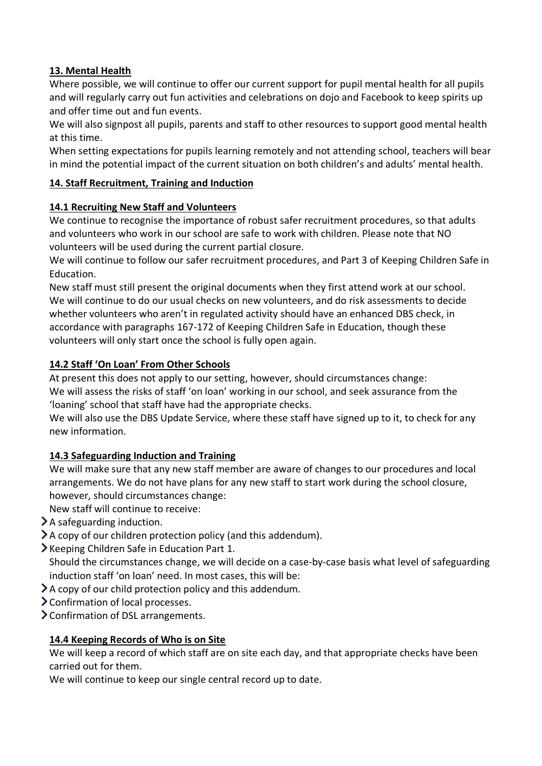## 13. Mental Health

Where possible, we will continue to offer our current support for pupil mental health for all pupils and will regularly carry out fun activities and celebrations on dojo and Facebook to keep spirits up and offer time out and fun events.

We will also signpost all pupils, parents and staff to other resources to support good mental health at this time.

When setting expectations for pupils learning remotely and not attending school, teachers will bear in mind the potential impact of the current situation on both children's and adults' mental health.

## 14. Staff Recruitment, Training and Induction

### 14.1 Recruiting New Staff and Volunteers

We continue to recognise the importance of robust safer recruitment procedures, so that adults and volunteers who work in our school are safe to work with children. Please note that NO volunteers will be used during the current partial closure.

We will continue to follow our safer recruitment procedures, and Part 3 of Keeping Children Safe in Education.

New staff must still present the original documents when they first attend work at our school.

We will continue to do our usual checks on new volunteers, and do risk assessments to decide whether volunteers who aren't in regulated activity should have an enhanced DBS check, in accordance with paragraphs 167-172 of Keeping Children Safe in Education, though these volunteers will only start once the school is fully open again.

### 14.2 Staff 'On Loan' From Other Schools

At present this does not apply to our setting, however, should circumstances change:

We will assess the risks of staff 'on loan' working in our school, and seek assurance from the 'loaning' school that staff have had the appropriate checks.

We will also use the DBS Update Service, where these staff have signed up to it, to check for any new information.

### 14.3 Safeguarding Induction and Training

We will make sure that any new staff member are aware of changes to our procedures and local arrangements. We do not have plans for any new staff to start work during the school closure, however, should circumstances change:

New staff will continue to receive:

- A safeguarding induction.
- A copy of our children protection policy (and this addendum).
- Keeping Children Safe in Education Part 1.

Should the circumstances change, we will decide on a case-by-case basis what level of safeguarding induction staff 'on loan' need. In most cases, this will be:

- A copy of our child protection policy and this addendum.
- Confirmation of local processes.
- Confirmation of DSL arrangements.

### 14.4 Keeping Records of Who is on Site

We will keep a record of which staff are on site each day, and that appropriate checks have been carried out for them.

We will continue to keep our single central record up to date.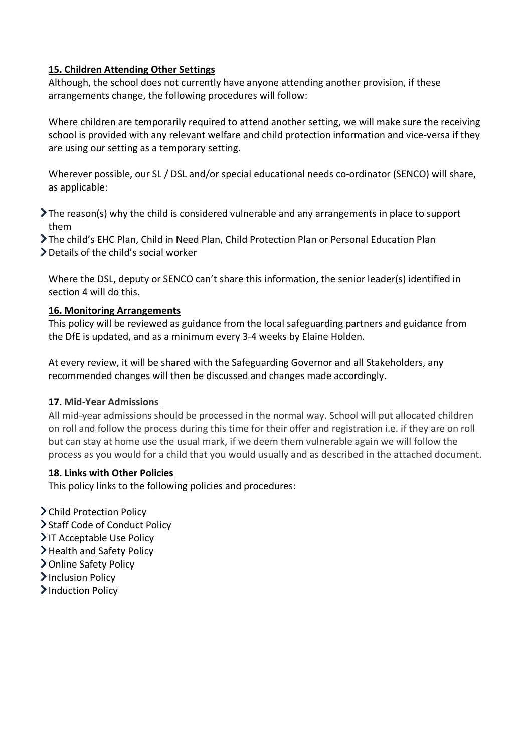**15. Children Attending Other Settings**

Although, the school does not currently have anyone attending another provision, if these arrangements change, the following procedures will follow:

Where children are temporarily required to attend another setting, we will make sure the receiving school is provided with any relevant welfare and child protection information and vice-versa if they are using our setting as a temporary setting.

Wherever possible, our SL / DSL and/or special educational needs co-ordinator (SENCO) will share, as applicable:

- The reason(s) why the child is considered vulnerable and any arrangements in place to support them
- The child's EHC Plan, Child in Need Plan, Child Protection Plan or Personal Education Plan
- Details of the child's social worker

Where the DSL, deputy or SENCO can't share this information, the senior leader(s) identified in section 4 will do this.

**16. Monitoring Arrangements**

This policy will be reviewed as guidance from the local safeguarding partners and guidance from the DfE is updated, and as a minimum every 3-4 weeks by Elaine Holden.

At every review, it will be shared with the Safeguarding Governor and all Stakeholders, any recommended changes will then be discussed and changes made accordingly.

**17. Mid-Year Admissions**

All mid-year admissions should be processed in the normal way. School will put allocated children on roll and follow the process during this time for their offer and registration i.e. if they are on roll but can stay at home use the usual mark, if we deem them vulnerable again we will follow the process as you would for a child that you would usually and as described in the attached document.

**18. Links with Other Policies**

This policy links to the following policies and procedures:

- Child Protection Policy
- Staff Code of Conduct Policy
- IT Acceptable Use Policy
- Health and Safety Policy
- Online Safety Policy
- Inclusion Policy
- Induction Policy